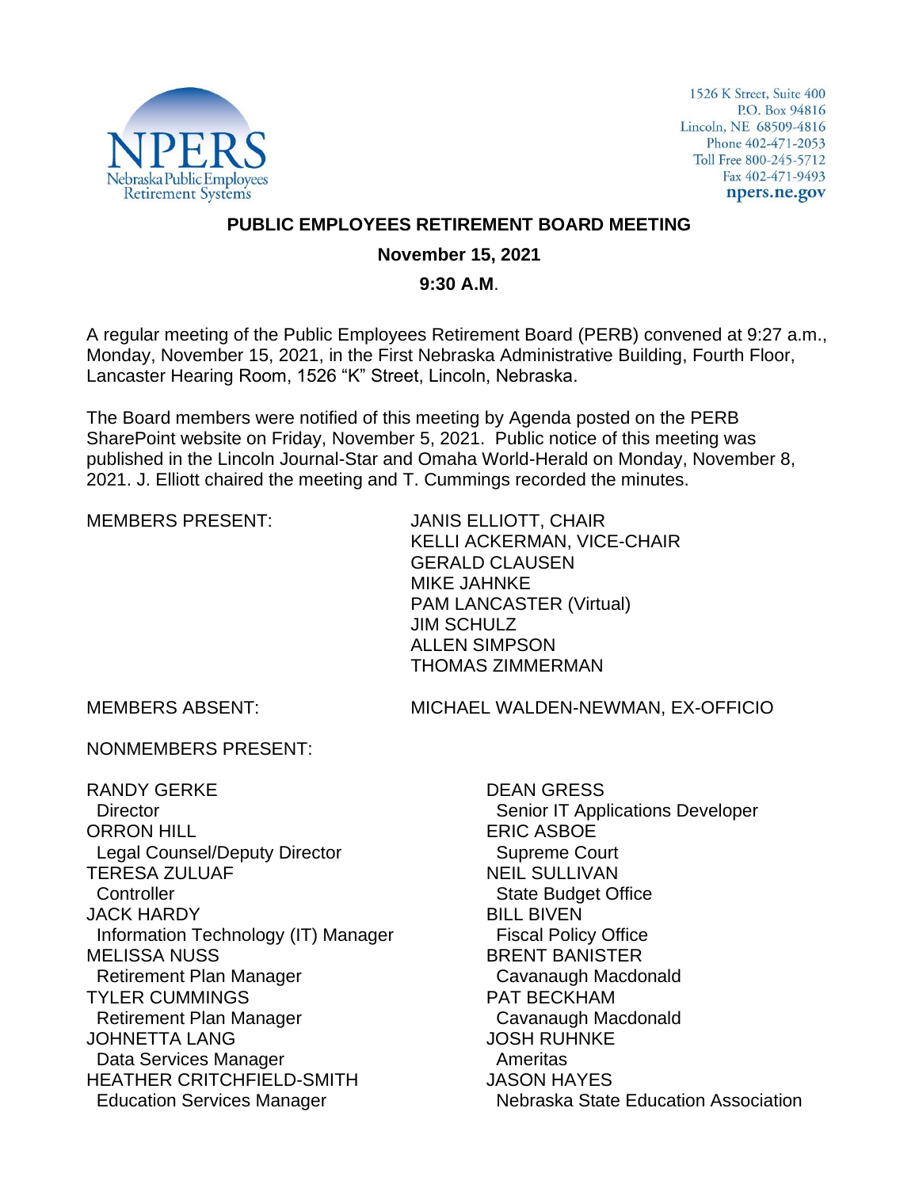NPERS
Nebraska Public Employees Retirement Systems

1526 K Street, Suite 400
P.O. Box 94816
Lincoln, NE 68509-4816
Phone 402-471-2053
Toll Free 800-245-5712
Fax 402-471-9493
**npers.ne.gov**

**PUBLIC EMPLOYEES RETIREMENT BOARD MEETING**

**November 15, 2021**

**9:30 A.M.**

A regular meeting of the Public Employees Retirement Board (PERB) convened at 9:27 a.m., Monday, November 15, 2021, in the First Nebraska Administrative Building, Fourth Floor, Lancaster Hearing Room, 1526 "K" Street, Lincoln, Nebraska.

The Board members were notified of this meeting by Agenda posted on the PERB SharePoint website on Friday, November 5, 2021. Public notice of this meeting was published in the Lincoln Journal-Star and Omaha World-Herald on Monday, November 8, 2021. J. Elliott chaired the meeting and T. Cummings recorded the minutes.

MEMBERS PRESENT:

JANIS ELLIOTT, CHAIR
KELLI ACKERMAN, VICE-CHAIR
GERALD CLAUSEN
MIKE JAHNKE
PAM LANCASTER (Virtual)
JIM SCHULZ
ALLEN SIMPSON
THOMAS ZIMMERMAN

MEMBERS ABSENT:

MICHAEL WALDEN-NEWMAN, EX-OFFICIO

NONMEMBERS PRESENT:

RANDY GERKE
Director
ORRON HILL
Legal Counsel/Deputy Director
TERESA ZULUAF
Controller
JACK HARDY
Information Technology (IT) Manager
MELISSA NUSS
Retirement Plan Manager
TYLER CUMMINGS
Retirement Plan Manager
JOHNETTA LANG
Data Services Manager
HEATHER CRITCHFIELD-SMITH
Education Services Manager

DEAN GRESS
Senior IT Applications Developer
ERIC ASBOE
Supreme Court
NEIL SULLIVAN
State Budget Office
BILL BIVEN
Fiscal Policy Office
BRENT BANISTER
Cavanaugh Macdonald
PAT BECKHAM
Cavanaugh Macdonald
JOSH RUHNKE
Ameritas
JASON HAYES
Nebraska State Education Association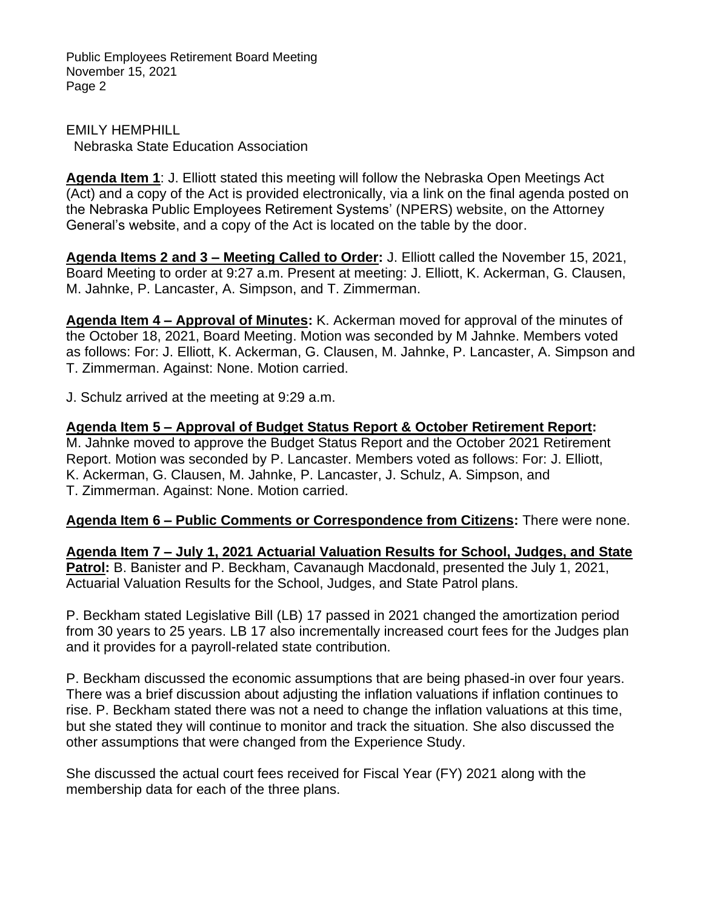EMILY HEMPHILL
Nebraska State Education Association

**Agenda Item 1**: J. Elliott stated this meeting will follow the Nebraska Open Meetings Act (Act) and a copy of the Act is provided electronically, via a link on the final agenda posted on the Nebraska Public Employees Retirement Systems' (NPERS) website, on the Attorney General's website, and a copy of the Act is located on the table by the door.

**Agenda Items 2 and 3 – Meeting Called to Order:** J. Elliott called the November 15, 2021, Board Meeting to order at 9:27 a.m. Present at meeting: J. Elliott, K. Ackerman, G. Clausen, M. Jahnke, P. Lancaster, A. Simpson, and T. Zimmerman.

**Agenda Item 4 – Approval of Minutes:** K. Ackerman moved for approval of the minutes of the October 18, 2021, Board Meeting. Motion was seconded by M Jahnke. Members voted as follows: For: J. Elliott, K. Ackerman, G. Clausen, M. Jahnke, P. Lancaster, A. Simpson and T. Zimmerman. Against: None. Motion carried.

J. Schulz arrived at the meeting at 9:29 a.m.

**Agenda Item 5 – Approval of Budget Status Report & October Retirement Report:** M. Jahnke moved to approve the Budget Status Report and the October 2021 Retirement Report. Motion was seconded by P. Lancaster. Members voted as follows: For: J. Elliott, K. Ackerman, G. Clausen, M. Jahnke, P. Lancaster, J. Schulz, A. Simpson, and T. Zimmerman. Against: None. Motion carried.

**Agenda Item 6 – Public Comments or Correspondence from Citizens:** There were none.

**Agenda Item 7 – July 1, 2021 Actuarial Valuation Results for School, Judges, and State Patrol:** B. Banister and P. Beckham, Cavanaugh Macdonald, presented the July 1, 2021, Actuarial Valuation Results for the School, Judges, and State Patrol plans.

P. Beckham stated Legislative Bill (LB) 17 passed in 2021 changed the amortization period from 30 years to 25 years. LB 17 also incrementally increased court fees for the Judges plan and it provides for a payroll-related state contribution.

P. Beckham discussed the economic assumptions that are being phased-in over four years. There was a brief discussion about adjusting the inflation valuations if inflation continues to rise. P. Beckham stated there was not a need to change the inflation valuations at this time, but she stated they will continue to monitor and track the situation. She also discussed the other assumptions that were changed from the Experience Study.

She discussed the actual court fees received for Fiscal Year (FY) 2021 along with the membership data for each of the three plans.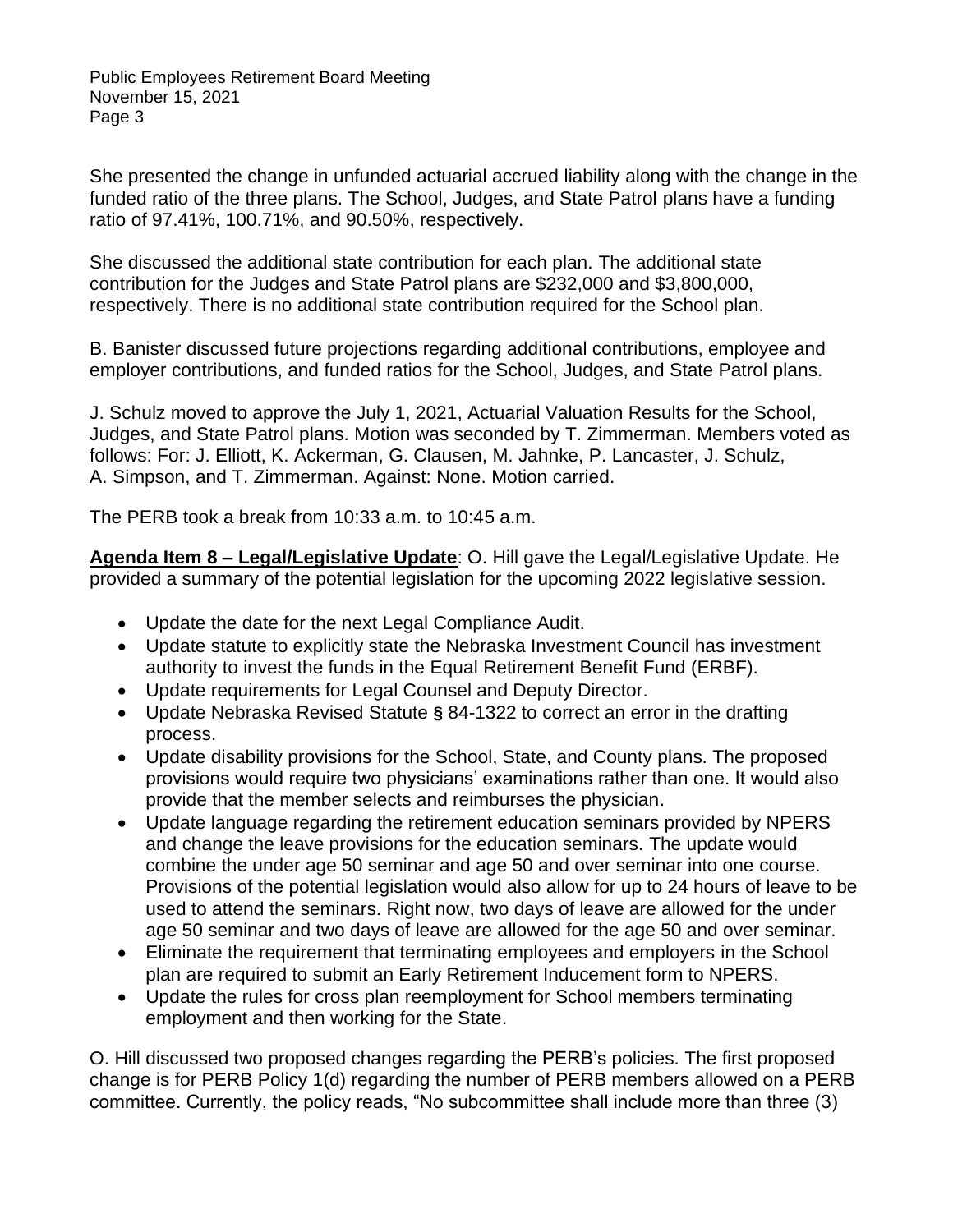She presented the change in unfunded actuarial accrued liability along with the change in the funded ratio of the three plans. The School, Judges, and State Patrol plans have a funding ratio of 97.41%, 100.71%, and 90.50%, respectively.

She discussed the additional state contribution for each plan. The additional state contribution for the Judges and State Patrol plans are $232,000 and $3,800,000, respectively. There is no additional state contribution required for the School plan.

B. Banister discussed future projections regarding additional contributions, employee and employer contributions, and funded ratios for the School, Judges, and State Patrol plans.

J. Schulz moved to approve the July 1, 2021, Actuarial Valuation Results for the School, Judges, and State Patrol plans. Motion was seconded by T. Zimmerman. Members voted as follows: For: J. Elliott, K. Ackerman, G. Clausen, M. Jahnke, P. Lancaster, J. Schulz, A. Simpson, and T. Zimmerman. Against: None. Motion carried.

The PERB took a break from 10:33 a.m. to 10:45 a.m.

**Agenda Item 8 – Legal/Legislative Update**: O. Hill gave the Legal/Legislative Update. He provided a summary of the potential legislation for the upcoming 2022 legislative session.

- Update the date for the next Legal Compliance Audit.
- Update statute to explicitly state the Nebraska Investment Council has investment authority to invest the funds in the Equal Retirement Benefit Fund (ERBF).
- Update requirements for Legal Counsel and Deputy Director.
- Update Nebraska Revised Statute § 84-1322 to correct an error in the drafting process.
- Update disability provisions for the School, State, and County plans. The proposed provisions would require two physicians' examinations rather than one. It would also provide that the member selects and reimburses the physician.
- Update language regarding the retirement education seminars provided by NPERS and change the leave provisions for the education seminars. The update would combine the under age 50 seminar and age 50 and over seminar into one course. Provisions of the potential legislation would also allow for up to 24 hours of leave to be used to attend the seminars. Right now, two days of leave are allowed for the under age 50 seminar and two days of leave are allowed for the age 50 and over seminar.
- Eliminate the requirement that terminating employees and employers in the School plan are required to submit an Early Retirement Inducement form to NPERS.
- Update the rules for cross plan reemployment for School members terminating employment and then working for the State.

O. Hill discussed two proposed changes regarding the PERB's policies. The first proposed change is for PERB Policy 1(d) regarding the number of PERB members allowed on a PERB committee. Currently, the policy reads, "No subcommittee shall include more than three (3)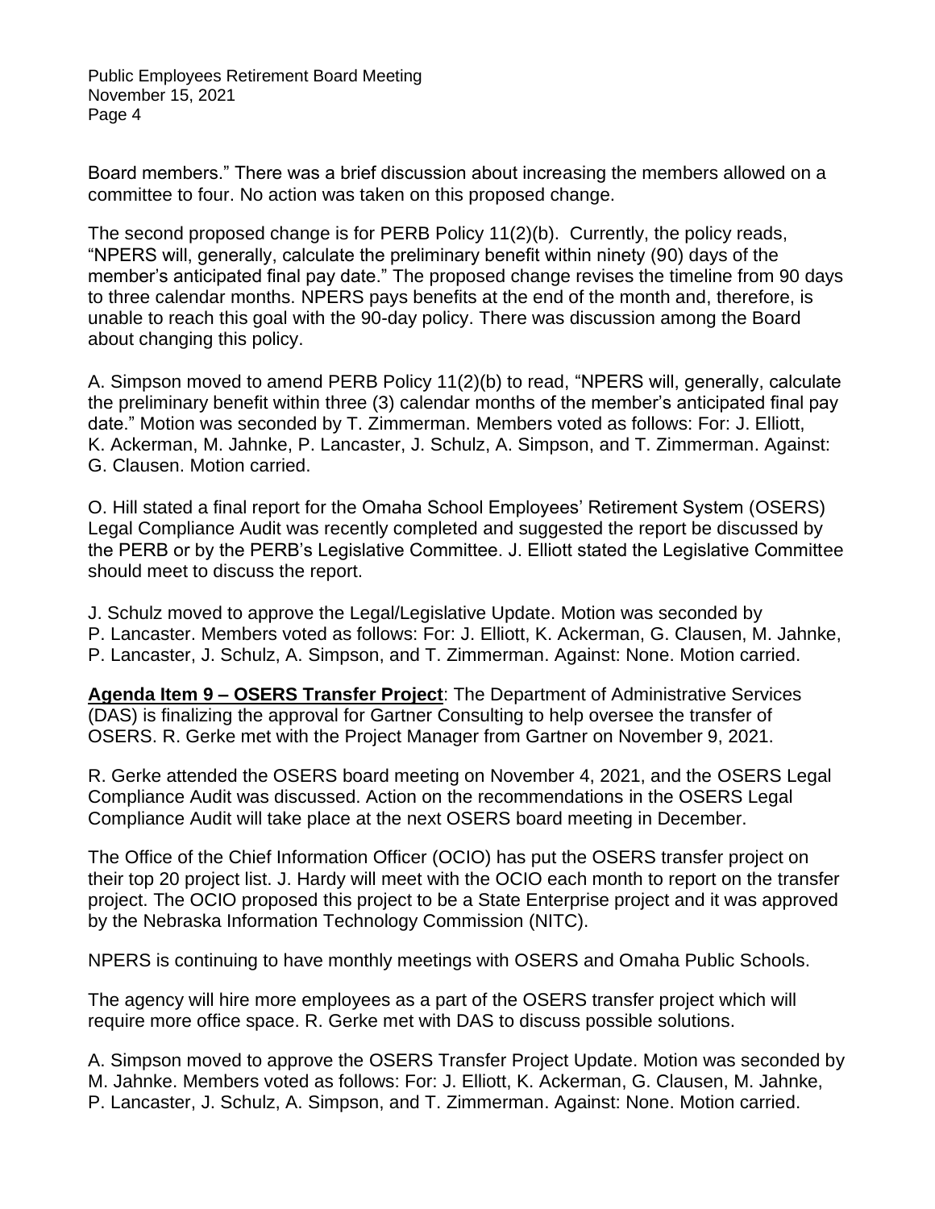Board members." There was a brief discussion about increasing the members allowed on a committee to four. No action was taken on this proposed change.

The second proposed change is for PERB Policy 11(2)(b). Currently, the policy reads, "NPERS will, generally, calculate the preliminary benefit within ninety (90) days of the member's anticipated final pay date." The proposed change revises the timeline from 90 days to three calendar months. NPERS pays benefits at the end of the month and, therefore, is unable to reach this goal with the 90-day policy. There was discussion among the Board about changing this policy.

A. Simpson moved to amend PERB Policy 11(2)(b) to read, "NPERS will, generally, calculate the preliminary benefit within three (3) calendar months of the member's anticipated final pay date." Motion was seconded by T. Zimmerman. Members voted as follows: For: J. Elliott, K. Ackerman, M. Jahnke, P. Lancaster, J. Schulz, A. Simpson, and T. Zimmerman. Against: G. Clausen. Motion carried.

O. Hill stated a final report for the Omaha School Employees' Retirement System (OSERS) Legal Compliance Audit was recently completed and suggested the report be discussed by the PERB or by the PERB's Legislative Committee. J. Elliott stated the Legislative Committee should meet to discuss the report.

J. Schulz moved to approve the Legal/Legislative Update. Motion was seconded by P. Lancaster. Members voted as follows: For: J. Elliott, K. Ackerman, G. Clausen, M. Jahnke, P. Lancaster, J. Schulz, A. Simpson, and T. Zimmerman. Against: None. Motion carried.

**Agenda Item 9 – OSERS Transfer Project**: The Department of Administrative Services (DAS) is finalizing the approval for Gartner Consulting to help oversee the transfer of OSERS. R. Gerke met with the Project Manager from Gartner on November 9, 2021.

R. Gerke attended the OSERS board meeting on November 4, 2021, and the OSERS Legal Compliance Audit was discussed. Action on the recommendations in the OSERS Legal Compliance Audit will take place at the next OSERS board meeting in December.

The Office of the Chief Information Officer (OCIO) has put the OSERS transfer project on their top 20 project list. J. Hardy will meet with the OCIO each month to report on the transfer project. The OCIO proposed this project to be a State Enterprise project and it was approved by the Nebraska Information Technology Commission (NITC).

NPERS is continuing to have monthly meetings with OSERS and Omaha Public Schools.

The agency will hire more employees as a part of the OSERS transfer project which will require more office space. R. Gerke met with DAS to discuss possible solutions.

A. Simpson moved to approve the OSERS Transfer Project Update. Motion was seconded by M. Jahnke. Members voted as follows: For: J. Elliott, K. Ackerman, G. Clausen, M. Jahnke, P. Lancaster, J. Schulz, A. Simpson, and T. Zimmerman. Against: None. Motion carried.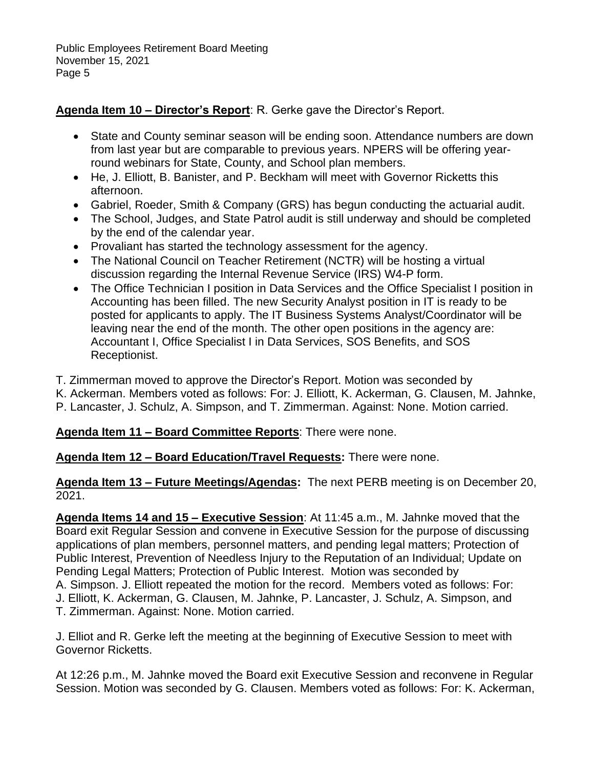**Agenda Item 10 – Director's Report**: R. Gerke gave the Director's Report.

- State and County seminar season will be ending soon. Attendance numbers are down from last year but are comparable to previous years. NPERS will be offering year-round webinars for State, County, and School plan members.
- He, J. Elliott, B. Banister, and P. Beckham will meet with Governor Ricketts this afternoon.
- Gabriel, Roeder, Smith & Company (GRS) has begun conducting the actuarial audit.
- The School, Judges, and State Patrol audit is still underway and should be completed by the end of the calendar year.
- Provaliant has started the technology assessment for the agency.
- The National Council on Teacher Retirement (NCTR) will be hosting a virtual discussion regarding the Internal Revenue Service (IRS) W4-P form.
- The Office Technician I position in Data Services and the Office Specialist I position in Accounting has been filled. The new Security Analyst position in IT is ready to be posted for applicants to apply. The IT Business Systems Analyst/Coordinator will be leaving near the end of the month. The other open positions in the agency are: Accountant I, Office Specialist I in Data Services, SOS Benefits, and SOS Receptionist.

T. Zimmerman moved to approve the Director's Report. Motion was seconded by K. Ackerman. Members voted as follows: For: J. Elliott, K. Ackerman, G. Clausen, M. Jahnke, P. Lancaster, J. Schulz, A. Simpson, and T. Zimmerman. Against: None. Motion carried.

**Agenda Item 11 – Board Committee Reports**: There were none.

**Agenda Item 12 – Board Education/Travel Requests:** There were none.

**Agenda Item 13 – Future Meetings/Agendas:** The next PERB meeting is on December 20, 2021.

**Agenda Items 14 and 15 – Executive Session**: At 11:45 a.m., M. Jahnke moved that the Board exit Regular Session and convene in Executive Session for the purpose of discussing applications of plan members, personnel matters, and pending legal matters; Protection of Public Interest, Prevention of Needless Injury to the Reputation of an Individual; Update on Pending Legal Matters; Protection of Public Interest. Motion was seconded by A. Simpson. J. Elliott repeated the motion for the record. Members voted as follows: For: J. Elliott, K. Ackerman, G. Clausen, M. Jahnke, P. Lancaster, J. Schulz, A. Simpson, and T. Zimmerman. Against: None. Motion carried.

J. Elliot and R. Gerke left the meeting at the beginning of Executive Session to meet with Governor Ricketts.

At 12:26 p.m., M. Jahnke moved the Board exit Executive Session and reconvene in Regular Session. Motion was seconded by G. Clausen. Members voted as follows: For: K. Ackerman,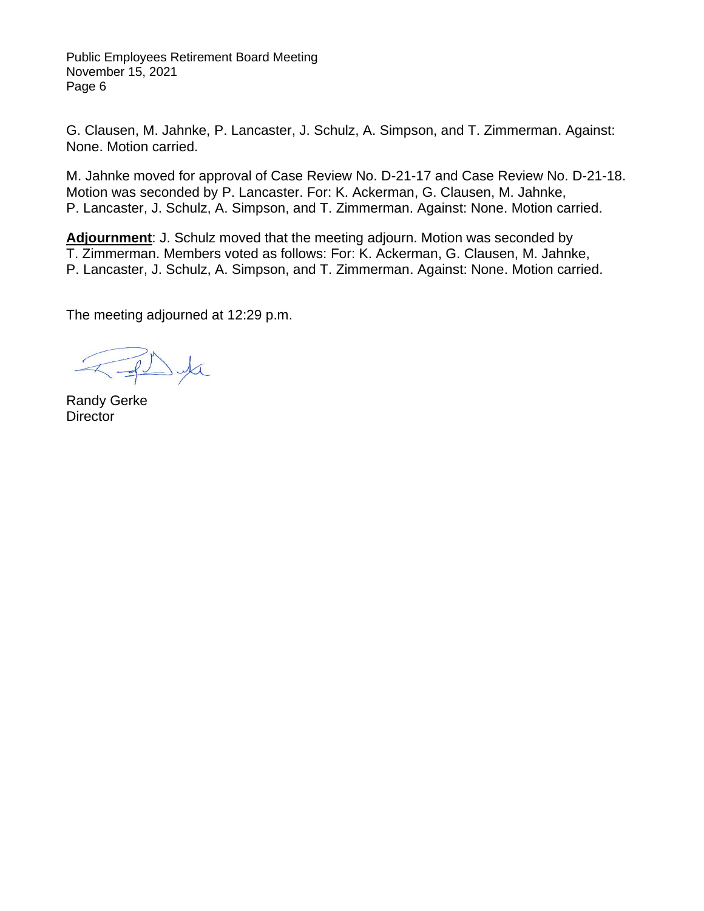G. Clausen, M. Jahnke, P. Lancaster, J. Schulz, A. Simpson, and T. Zimmerman. Against: None. Motion carried.

M. Jahnke moved for approval of Case Review No. D-21-17 and Case Review No. D-21-18. Motion was seconded by P. Lancaster. For: K. Ackerman, G. Clausen, M. Jahnke, P. Lancaster, J. Schulz, A. Simpson, and T. Zimmerman. Against: None. Motion carried.

**Adjournment**: J. Schulz moved that the meeting adjourn. Motion was seconded by T. Zimmerman. Members voted as follows: For: K. Ackerman, G. Clausen, M. Jahnke, P. Lancaster, J. Schulz, A. Simpson, and T. Zimmerman. Against: None. Motion carried.

The meeting adjourned at 12:29 p.m.

Randy Gerke
Director